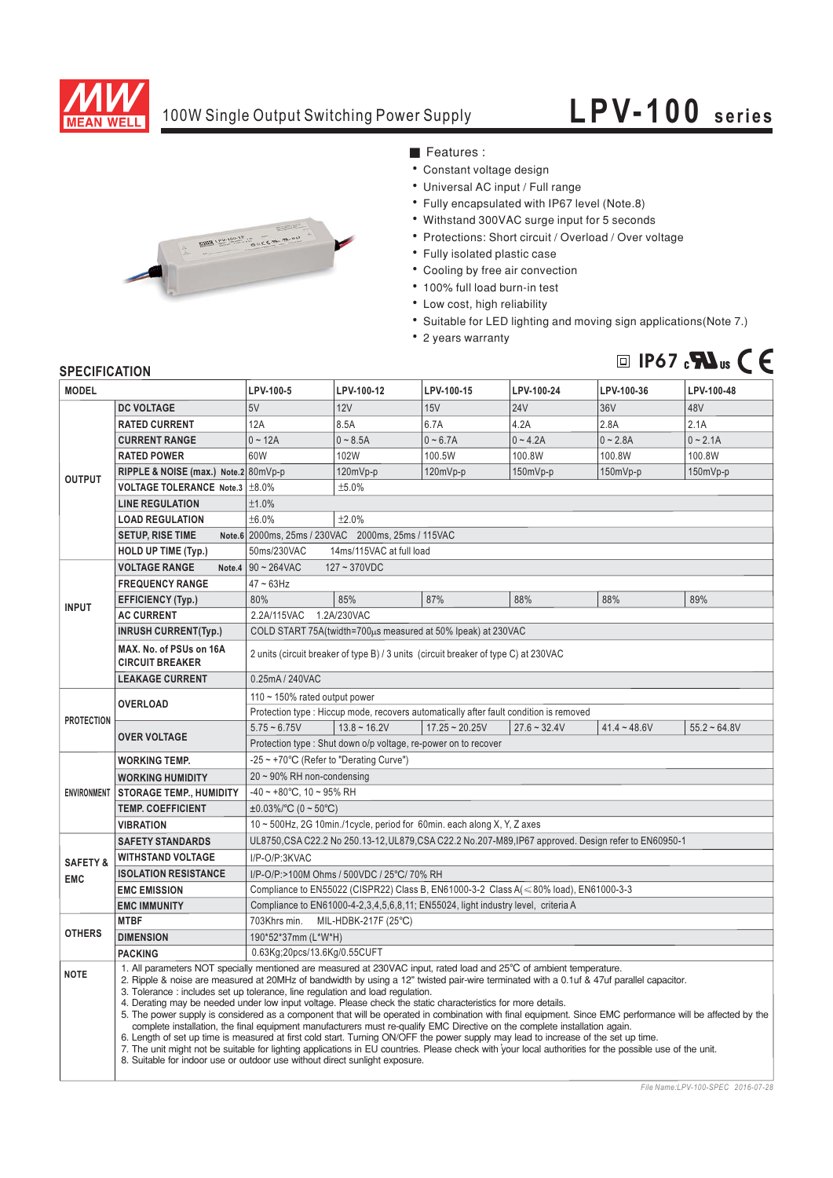# 100W Single Output Switching Power Supply — LPV-100 series

MEAN WELL

## Features :

- Constant voltage design
- Universal AC input / Full range
- Fully encapsulated with IP67 level (Note.8)
- Withstand 300VAC surge input for 5 seconds
- Protections: Short circuit / Overload / Over voltage
- Fully isolated plastic case
- Cooling by free air convection
- 100% full load burn-in test
- Low cost, high reliability
- Suitable for LED lighting and moving sign applications(Note 7.)
- 2 years warranty

IP67 cULus CE

## SPECIFICATION

| MODEL | | LPV-100-5 | LPV-100-12 | LPV-100-15 | LPV-100-24 | LPV-100-36 | LPV-100-48 |
|---|---|---|---|---|---|---|---|
| OUTPUT | DC VOLTAGE | 5V | 12V | 15V | 24V | 36V | 48V |
| | RATED CURRENT | 12A | 8.5A | 6.7A | 4.2A | 2.8A | 2.1A |
| | CURRENT RANGE | 0 ~ 12A | 0 ~ 8.5A | 0 ~ 6.7A | 0 ~ 4.2A | 0 ~ 2.8A | 0 ~ 2.1A |
| | RATED POWER | 60W | 102W | 100.5W | 100.8W | 100.8W | 100.8W |
| | RIPPLE & NOISE (max.) Note.2 | 80mVp-p | 120mVp-p | 120mVp-p | 150mVp-p | 150mVp-p | 150mVp-p |
| | VOLTAGE TOLERANCE Note.3 | ±8.0% | ±5.0% | | | | |
| | LINE REGULATION | ±1.0% | | | | | |
| | LOAD REGULATION | ±6.0% | ±2.0% | | | | |
| | SETUP, RISE TIME Note.6 | 2000ms, 25ms / 230VAC 2000ms, 25ms / 115VAC | | | | | |
| | HOLD UP TIME (Typ.) | 50ms/230VAC 14ms/115VAC at full load | | | | | |
| INPUT | VOLTAGE RANGE Note.4 | 90 ~ 264VAC 127 ~ 370VDC | | | | | |
| | FREQUENCY RANGE | 47 ~ 63Hz | | | | | |
| | EFFICIENCY (Typ.) | 80% | 85% | 87% | 88% | 88% | 89% |
| | AC CURRENT | 2.2A/115VAC 1.2A/230VAC | | | | | |
| | INRUSH CURRENT(Typ.) | COLD START 75A(twidth=700μs measured at 50% Ipeak) at 230VAC | | | | | |
| | MAX. No. of PSUs on 16A CIRCUIT BREAKER | 2 units (circuit breaker of type B) / 3 units (circuit breaker of type C) at 230VAC | | | | | |
| | LEAKAGE CURRENT | 0.25mA / 240VAC | | | | | |
| PROTECTION | OVERLOAD | 110 ~ 150% rated output power | | | | | |
| | | Protection type : Hiccup mode, recovers automatically after fault condition is removed | | | | | |
| | OVER VOLTAGE | 5.75 ~ 6.75V | 13.8 ~ 16.2V | 17.25 ~ 20.25V | 27.6 ~ 32.4V | 41.4 ~ 48.6V | 55.2 ~ 64.8V |
| | | Protection type : Shut down o/p voltage, re-power on to recover | | | | | |
| ENVIRONMENT | WORKING TEMP. | -25 ~ +70°C (Refer to "Derating Curve") | | | | | |
| | WORKING HUMIDITY | 20 ~ 90% RH non-condensing | | | | | |
| | STORAGE TEMP., HUMIDITY | -40 ~ +80°C, 10 ~ 95% RH | | | | | |
| | TEMP. COEFFICIENT | ±0.03%/°C (0 ~ 50°C) | | | | | |
| | VIBRATION | 10 ~ 500Hz, 2G 10min./1cycle, period for 60min. each along X, Y, Z axes | | | | | |
| SAFETY & EMC | SAFETY STANDARDS | UL8750,CSA C22.2 No 250.13-12,UL879,CSA C22.2 No.207-M89,IP67 approved. Design refer to EN60950-1 | | | | | |
| | WITHSTAND VOLTAGE | I/P-O/P:3KVAC | | | | | |
| | ISOLATION RESISTANCE | I/P-O/P:>100M Ohms / 500VDC / 25°C/ 70% RH | | | | | |
| | EMC EMISSION | Compliance to EN55022 (CISPR22) Class B, EN61000-3-2 Class A(≤80% load), EN61000-3-3 | | | | | |
| | EMC IMMUNITY | Compliance to EN61000-4-2,3,4,5,6,8,11; EN55024, light industry level, criteria A | | | | | |
| OTHERS | MTBF | 703Khrs min. MIL-HDBK-217F (25°C) | | | | | |
| | DIMENSION | 190*52*37mm (L*W*H) | | | | | |
| | PACKING | 0.63Kg;20pcs/13.6Kg/0.55CUFT | | | | | |

**NOTE**

1. All parameters NOT specially mentioned are measured at 230VAC input, rated load and 25°C of ambient temperature.
2. Ripple & noise are measured at 20MHz of bandwidth by using a 12" twisted pair-wire terminated with a 0.1uf & 47uf parallel capacitor.
3. Tolerance : includes set up tolerance, line regulation and load regulation.
4. Derating may be needed under low input voltage. Please check the static characteristics for more details.
5. The power supply is considered as a component that will be operated in combination with final equipment. Since EMC performance will be affected by the complete installation, the final equipment manufacturers must re-qualify EMC Directive on the complete installation again.
6. Length of set up time is measured at first cold start. Turning ON/OFF the power supply may lead to increase of the set up time.
7. The unit might not be suitable for lighting applications in EU countries. Please check with your local authorities for the possible use of the unit.
8. Suitable for indoor use or outdoor use without direct sunlight exposure.

*File Name:LPV-100-SPEC 2016-07-28*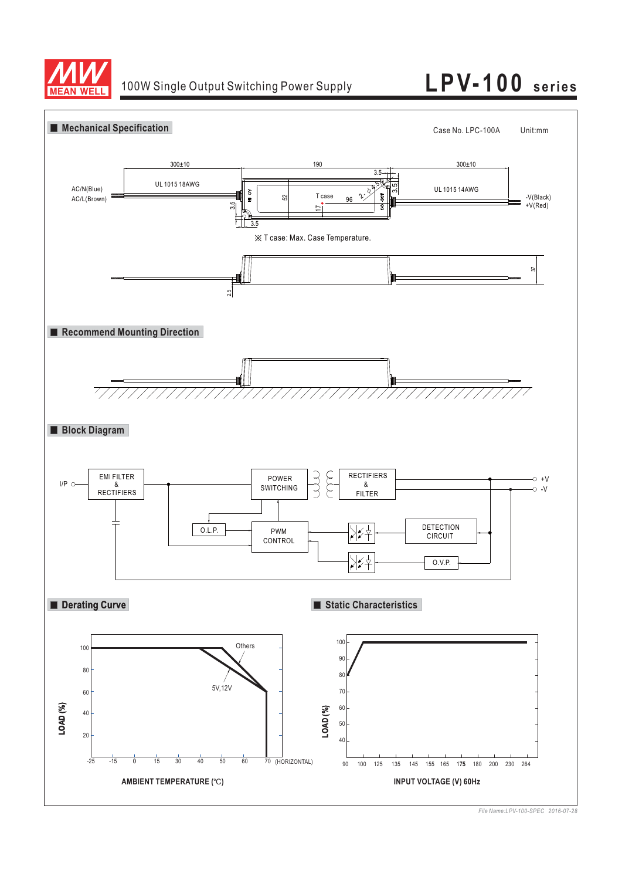# 100W Single Output Switching Power Supply

# LPV-100 series

## Mechanical Specification

Case No. LPC-100A Unit:mm

300±10
190
300±10
3.5
UL 1015 18AWG
UL 1015 14AWG
AC/N(Blue)
AC/L(Brown)
-V(Black)
+V(Red)
2-φ4.5
3.5
52
T case
96
17
3.5
3.5
37
2.5

※ T case: Max. Case Temperature.

## Recommend Mounting Direction

## Block Diagram

I/P
EMI FILTER & RECTIFIERS
POWER SWITCHING
RECTIFIERS & FILTER
+V
-V
O.L.P.
PWM CONTROL
DETECTION CIRCUIT
O.V.P.

## Derating Curve

LOAD (%)
100
80
60
40
20
Others
5V,12V
-25 -15 0 15 30 40 50 60 70 (HORIZONTAL)
AMBIENT TEMPERATURE (℃)

## Static Characteristics

LOAD (%)
100
90
80
70
60
50
40
90 100 125 135 145 155 165 175 180 200 230 264
INPUT VOLTAGE (V) 60Hz

File Name:LPV-100-SPEC 2016-07-28